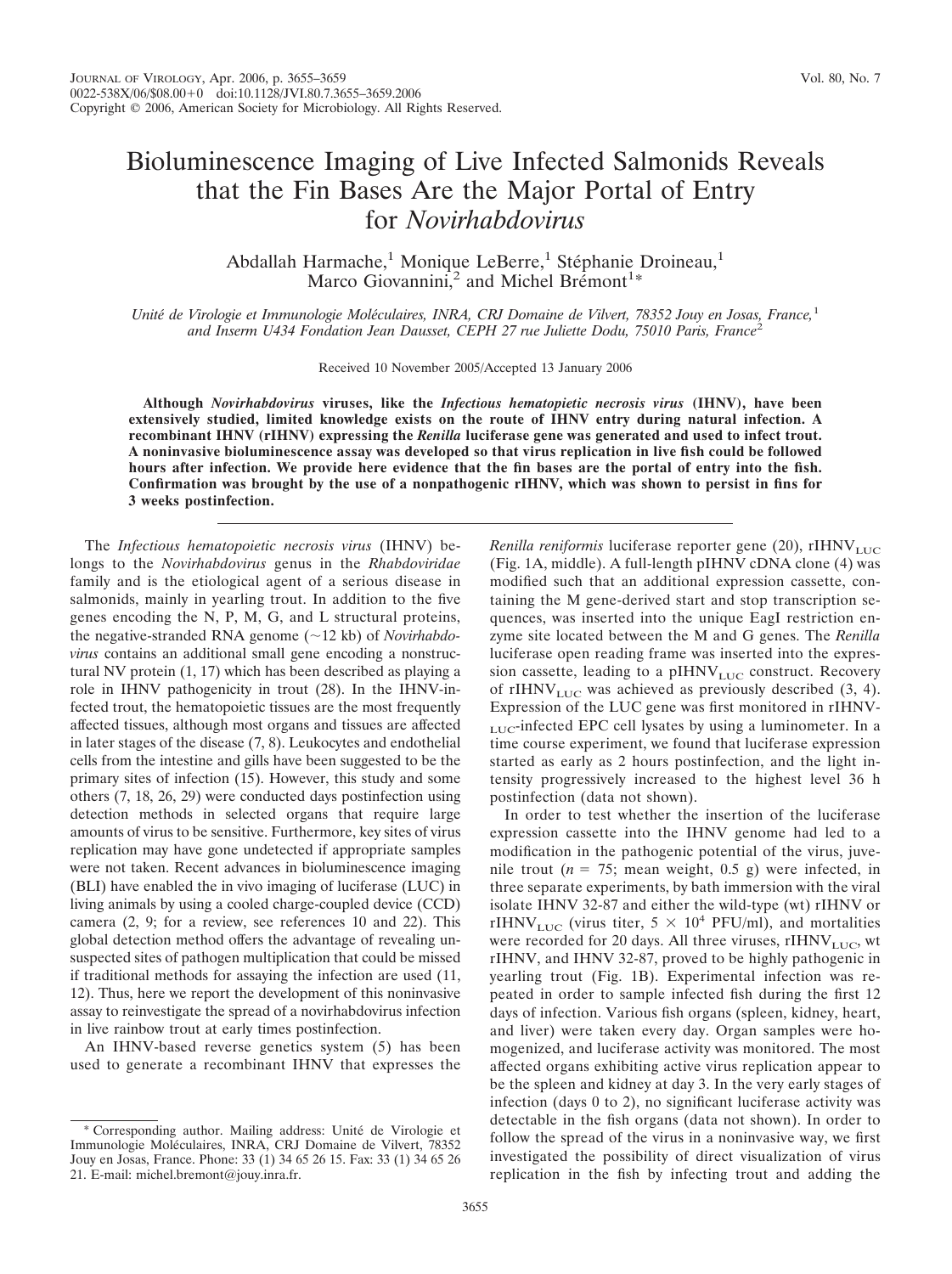# Bioluminescence Imaging of Live Infected Salmonids Reveals that the Fin Bases Are the Major Portal of Entry for *Novirhabdovirus*

Abdallah Harmache,[1] Monique LeBerre,[1] Stéphanie Droineau,[1] Marco Giovannini,[2] and Michel Brémont[1]*

*Unité de Virologie et Immunologie Moléculaires, INRA, CRJ Domaine de Vilvert, 78352 Jouy en Josas, France,*[1] *and Inserm U434 Fondation Jean Dausset, CEPH 27 rue Juliette Dodu, 75010 Paris, France*[2]

Received 10 November 2005/Accepted 13 January 2006

**Although *Novirhabdovirus* viruses, like the *Infectious hematopietic necrosis virus* (IHNV), have been extensively studied, limited knowledge exists on the route of IHNV entry during natural infection. A recombinant IHNV (rIHNV) expressing the *Renilla* luciferase gene was generated and used to infect trout. A noninvasive bioluminescence assay was developed so that virus replication in live fish could be followed hours after infection. We provide here evidence that the fin bases are the portal of entry into the fish. Confirmation was brought by the use of a nonpathogenic rIHNV, which was shown to persist in fins for 3 weeks postinfection.**

The *Infectious hematopoietic necrosis virus* (IHNV) belongs to the *Novirhabdovirus* genus in the *Rhabdoviridae* family and is the etiological agent of a serious disease in salmonids, mainly in yearling trout. In addition to the five genes encoding the N, P, M, G, and L structural proteins, the negative-stranded RNA genome (~12 kb) of *Novirhabdovirus* contains an additional small gene encoding a nonstructural NV protein (1, 17) which has been described as playing a role in IHNV pathogenicity in trout (28). In the IHNV-infected trout, the hematopoietic tissues are the most frequently affected tissues, although most organs and tissues are affected in later stages of the disease (7, 8). Leukocytes and endothelial cells from the intestine and gills have been suggested to be the primary sites of infection (15). However, this study and some others (7, 18, 26, 29) were conducted days postinfection using detection methods in selected organs that require large amounts of virus to be sensitive. Furthermore, key sites of virus replication may have gone undetected if appropriate samples were not taken. Recent advances in bioluminescence imaging (BLI) have enabled the in vivo imaging of luciferase (LUC) in living animals by using a cooled charge-coupled device (CCD) camera (2, 9; for a review, see references 10 and 22). This global detection method offers the advantage of revealing unsuspected sites of pathogen multiplication that could be missed if traditional methods for assaying the infection are used (11, 12). Thus, here we report the development of this noninvasive assay to reinvestigate the spread of a novirhabdovirus infection in live rainbow trout at early times postinfection.

An IHNV-based reverse genetics system (5) has been used to generate a recombinant IHNV that expresses the *Renilla reniformis* luciferase reporter gene (20), $\text{rIHNV}_{\text{LUC}}$ (Fig. 1A, middle). A full-length pIHNV cDNA clone (4) was modified such that an additional expression cassette, containing the M gene-derived start and stop transcription sequences, was inserted into the unique EagI restriction enzyme site located between the M and G genes. The *Renilla* luciferase open reading frame was inserted into the expression cassette, leading to a $\text{pIHNV}_{\text{LUC}}$ construct. Recovery of $\text{rIHNV}_{\text{LUC}}$ was achieved as previously described (3, 4). Expression of the LUC gene was first monitored in $\text{rIHNV}_{\text{LUC}}$-infected EPC cell lysates by using a luminometer. In a time course experiment, we found that luciferase expression started as early as 2 hours postinfection, and the light intensity progressively increased to the highest level 36 h postinfection (data not shown).

In order to test whether the insertion of the luciferase expression cassette into the IHNV genome had led to a modification in the pathogenic potential of the virus, juvenile trout ($n$ = 75; mean weight, 0.5 g) were infected, in three separate experiments, by bath immersion with the viral isolate IHNV 32-87 and either the wild-type (wt) rIHNV or $\text{rIHNV}_{\text{LUC}}$ (virus titer, $5 \times 10^4$ PFU/ml), and mortalities were recorded for 20 days. All three viruses, $\text{rIHNV}_{\text{LUC}}$, wt rIHNV, and IHNV 32-87, proved to be highly pathogenic in yearling trout (Fig. 1B). Experimental infection was repeated in order to sample infected fish during the first 12 days of infection. Various fish organs (spleen, kidney, heart, and liver) were taken every day. Organ samples were homogenized, and luciferase activity was monitored. The most affected organs exhibiting active virus replication appear to be the spleen and kidney at day 3. In the very early stages of infection (days 0 to 2), no significant luciferase activity was detectable in the fish organs (data not shown). In order to follow the spread of the virus in a noninvasive way, we first investigated the possibility of direct visualization of virus replication in the fish by infecting trout and adding the

\* Corresponding author. Mailing address: Unité de Virologie et Immunologie Moléculaires, INRA, CRJ Domaine de Vilvert, 78352 Jouy en Josas, France. Phone: 33 (1) 34 65 26 15. Fax: 33 (1) 34 65 26 21. E-mail: michel.bremont@jouy.inra.fr.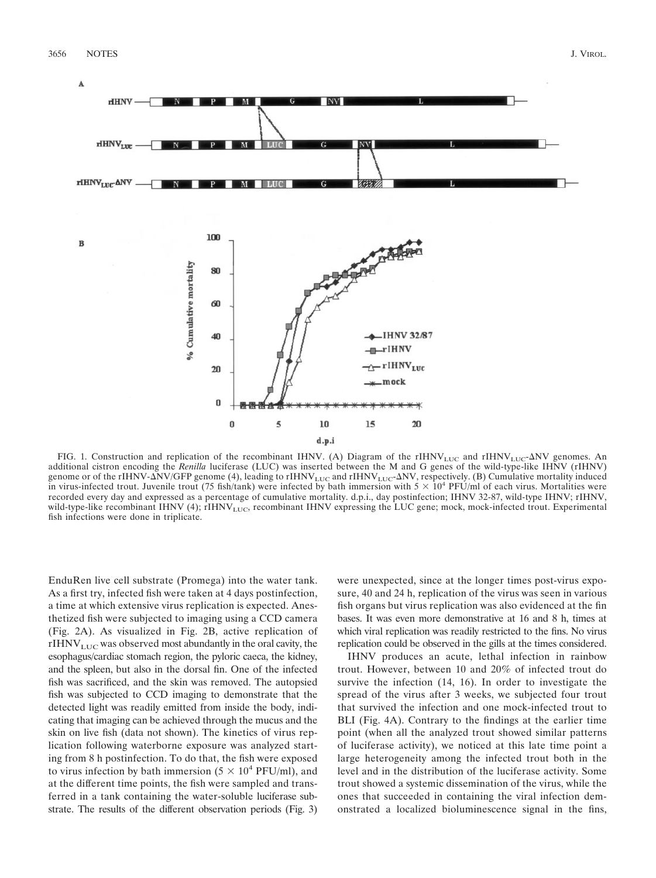FIG. 1. Construction and replication of the recombinant IHNV. (A) Diagram of the $rIHNV_{LUC}$ and $rIHNV_{LUC}$-ΔNV genomes. An additional cistron encoding the *Renilla* luciferase (LUC) was inserted between the M and G genes of the wild-type-like IHNV (rIHNV) genome or of the rIHNV-ΔNV/GFP genome (4), leading to $rIHNV_{LUC}$ and $rIHNV_{LUC}$-ΔNV, respectively. (B) Cumulative mortality induced in virus-infected trout. Juvenile trout (75 fish/tank) were infected by bath immersion with $5 \times 10^4$ PFU/ml of each virus. Mortalities were recorded every day and expressed as a percentage of cumulative mortality. d.p.i., day postinfection; IHNV 32-87, wild-type IHNV; rIHNV, wild-type-like recombinant IHNV (4); $rIHNV_{LUC}$, recombinant IHNV expressing the LUC gene; mock, mock-infected trout. Experimental fish infections were done in triplicate.

EnduRen live cell substrate (Promega) into the water tank. As a first try, infected fish were taken at 4 days postinfection, a time at which extensive virus replication is expected. Anesthetized fish were subjected to imaging using a CCD camera (Fig. 2A). As visualized in Fig. 2B, active replication of $rIHNV_{LUC}$ was observed most abundantly in the oral cavity, the esophagus/cardiac stomach region, the pyloric caeca, the kidney, and the spleen, but also in the dorsal fin. One of the infected fish was sacrificed, and the skin was removed. The autopsied fish was subjected to CCD imaging to demonstrate that the detected light was readily emitted from inside the body, indicating that imaging can be achieved through the mucus and the skin on live fish (data not shown). The kinetics of virus replication following waterborne exposure was analyzed starting from 8 h postinfection. To do that, the fish were exposed to virus infection by bath immersion ($5 \times 10^4$ PFU/ml), and at the different time points, the fish were sampled and transferred in a tank containing the water-soluble luciferase substrate. The results of the different observation periods (Fig. 3) were unexpected, since at the longer times post-virus exposure, 40 and 24 h, replication of the virus was seen in various fish organs but virus replication was also evidenced at the fin bases. It was even more demonstrative at 16 and 8 h, times at which viral replication was readily restricted to the fins. No virus replication could be observed in the gills at the times considered.

IHNV produces an acute, lethal infection in rainbow trout. However, between 10 and 20% of infected trout do survive the infection (14, 16). In order to investigate the spread of the virus after 3 weeks, we subjected four trout that survived the infection and one mock-infected trout to BLI (Fig. 4A). Contrary to the findings at the earlier time point (when all the analyzed trout showed similar patterns of luciferase activity), we noticed at this late time point a large heterogeneity among the infected trout both in the level and in the distribution of the luciferase activity. Some trout showed a systemic dissemination of the virus, while the ones that succeeded in containing the viral infection demonstrated a localized bioluminescence signal in the fins,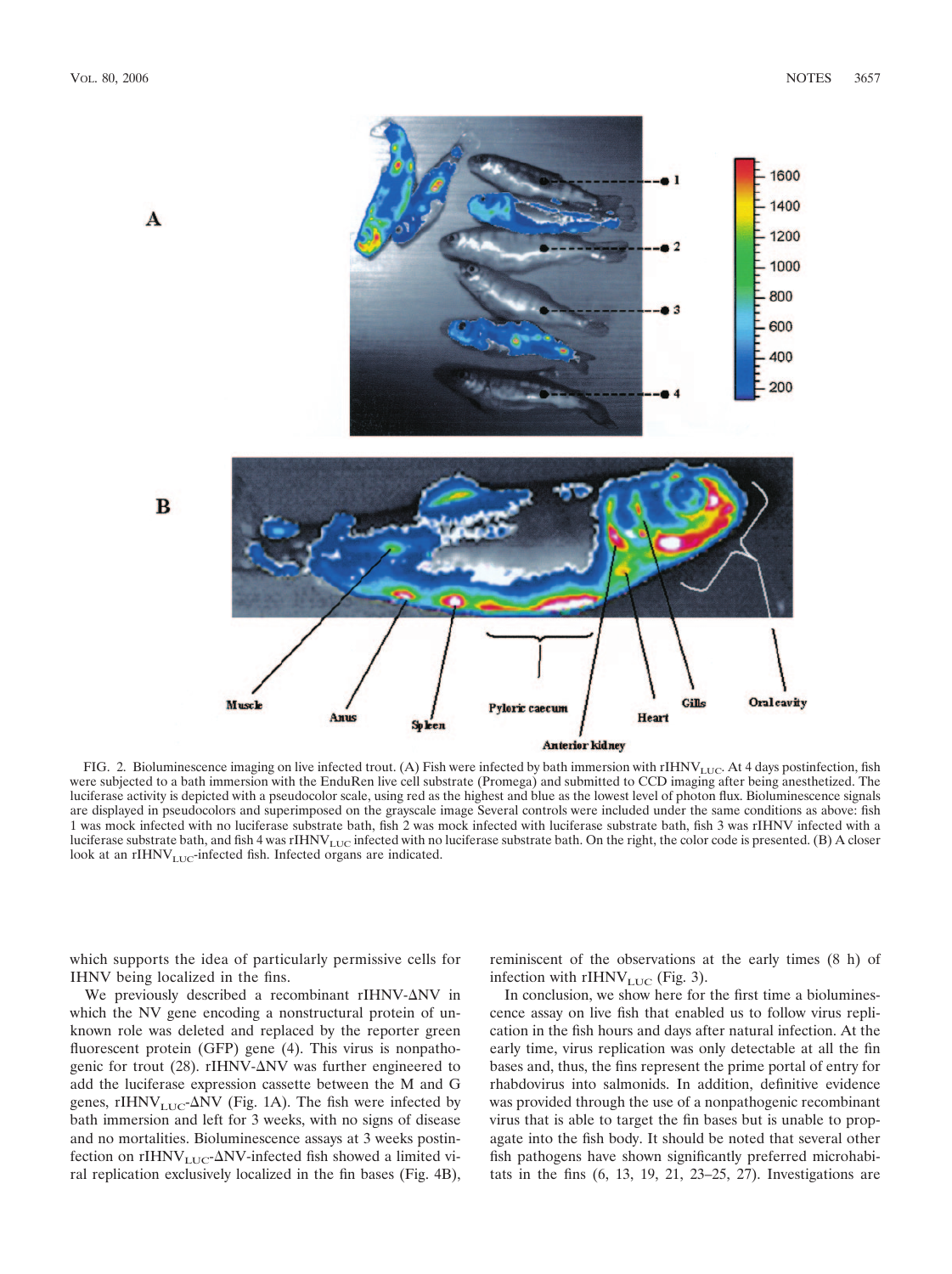FIG. 2. Bioluminescence imaging on live infected trout. (A) Fish were infected by bath immersion with rIHNV$_{LUC}$. At 4 days postinfection, fish were subjected to a bath immersion with the EnduRen live cell substrate (Promega) and submitted to CCD imaging after being anesthetized. The luciferase activity is depicted with a pseudocolor scale, using red as the highest and blue as the lowest level of photon flux. Bioluminescence signals are displayed in pseudocolors and superimposed on the grayscale image Several controls were included under the same conditions as above: fish 1 was mock infected with no luciferase substrate bath, fish 2 was mock infected with luciferase substrate bath, fish 3 was rIHNV infected with a luciferase substrate bath, and fish 4 was rIHNV$_{LUC}$ infected with no luciferase substrate bath. On the right, the color code is presented. (B) A closer look at an rIHNV$_{LUC}$-infected fish. Infected organs are indicated.

which supports the idea of particularly permissive cells for IHNV being localized in the fins.

We previously described a recombinant rIHNV-ΔNV in which the NV gene encoding a nonstructural protein of unknown role was deleted and replaced by the reporter green fluorescent protein (GFP) gene (4). This virus is nonpathogenic for trout (28). rIHNV-ΔNV was further engineered to add the luciferase expression cassette between the M and G genes, rIHNV$_{LUC}$-ΔNV (Fig. 1A). The fish were infected by bath immersion and left for 3 weeks, with no signs of disease and no mortalities. Bioluminescence assays at 3 weeks postinfection on rIHNV$_{LUC}$-ΔNV-infected fish showed a limited viral replication exclusively localized in the fin bases (Fig. 4B), reminiscent of the observations at the early times (8 h) of infection with rIHNV$_{LUC}$ (Fig. 3).

In conclusion, we show here for the first time a bioluminescence assay on live fish that enabled us to follow virus replication in the fish hours and days after natural infection. At the early time, virus replication was only detectable at all the fin bases and, thus, the fins represent the prime portal of entry for rhabdovirus into salmonids. In addition, definitive evidence was provided through the use of a nonpathogenic recombinant virus that is able to target the fin bases but is unable to propagate into the fish body. It should be noted that several other fish pathogens have shown significantly preferred microhabitats in the fins (6, 13, 19, 21, 23–25, 27). Investigations are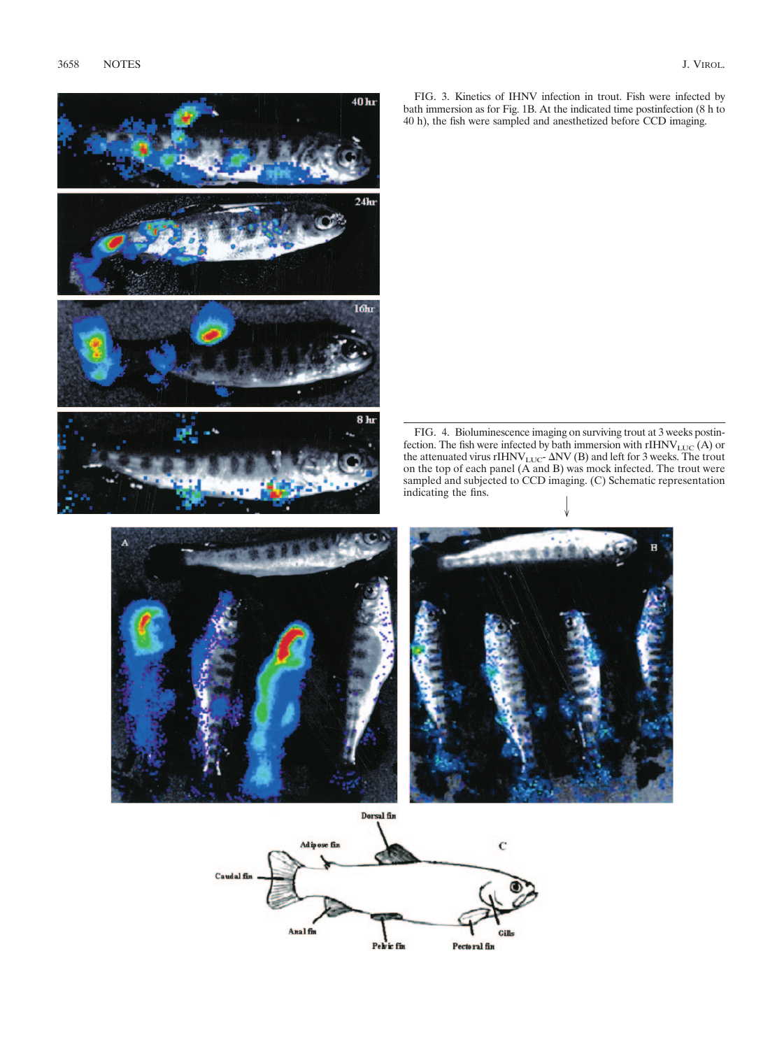FIG. 3. Kinetics of IHNV infection in trout. Fish were infected by bath immersion as for Fig. 1B. At the indicated time postinfection (8 h to 40 h), the fish were sampled and anesthetized before CCD imaging.

FIG. 4. Bioluminescence imaging on surviving trout at 3 weeks postinfection. The fish were infected by bath immersion with $rIHNV_{LUC}$ (A) or the attenuated virus $rIHNV_{LUC}$- ΔNV (B) and left for 3 weeks. The trout on the top of each panel (A and B) was mock infected. The trout were sampled and subjected to CCD imaging. (C) Schematic representation indicating the fins.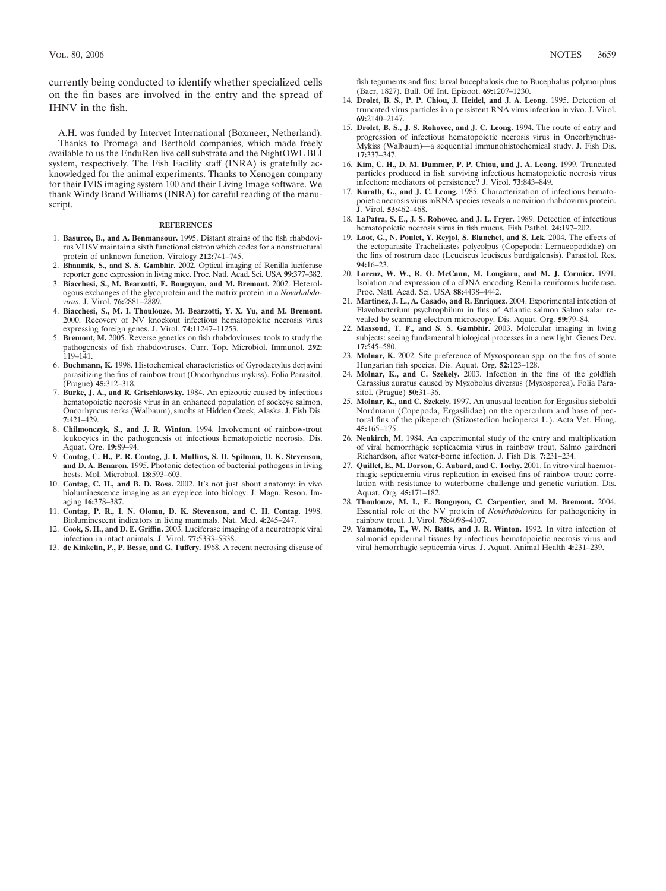currently being conducted to identify whether specialized cells on the fin bases are involved in the entry and the spread of IHNV in the fish.

A.H. was funded by Intervet International (Boxmeer, Netherland). Thanks to Promega and Berthold companies, which made freely available to us the EnduRen live cell substrate and the NightOWL BLI system, respectively. The Fish Facility staff (INRA) is gratefully acknowledged for the animal experiments. Thanks to Xenogen company for their IVIS imaging system 100 and their Living Image software. We thank Windy Brand Williams (INRA) for careful reading of the manuscript.

## REFERENCES

1. **Basurco, B., and A. Benmansour.** 1995. Distant strains of the fish rhabdovirus VHSV maintain a sixth functional cistron which codes for a nonstructural protein of unknown function. Virology **212:**741–745.
2. **Bhaumik, S., and S. S. Gambhir.** 2002. Optical imaging of Renilla luciferase reporter gene expression in living mice. Proc. Natl. Acad. Sci. USA **99:**377–382.
3. **Biacchesi, S., M. Bearzotti, E. Bouguyon, and M. Bremont.** 2002. Heterologous exchanges of the glycoprotein and the matrix protein in a *Novirhabdovirus*. J. Virol. **76:**2881–2889.
4. **Biacchesi, S., M. I. Thoulouze, M. Bearzotti, Y. X. Yu, and M. Bremont.** 2000. Recovery of NV knockout infectious hematopoietic necrosis virus expressing foreign genes. J. Virol. **74:**11247–11253.
5. **Bremont, M.** 2005. Reverse genetics on fish rhabdoviruses: tools to study the pathogenesis of fish rhabdoviruses. Curr. Top. Microbiol. Immunol. **292:** 119–141.
6. **Buchmann, K.** 1998. Histochemical characteristics of Gyrodactylus derjavini parasitizing the fins of rainbow trout (Oncorhynchus mykiss). Folia Parasitol. (Prague) **45:**312–318.
7. **Burke, J. A., and R. Grischkowsky.** 1984. An epizootic caused by infectious hematopoietic necrosis virus in an enhanced population of sockeye salmon, Oncorhyncus nerka (Walbaum), smolts at Hidden Creek, Alaska. J. Fish Dis. **7:**421–429.
8. **Chilmonczyk, S., and J. R. Winton.** 1994. Involvement of rainbow-trout leukocytes in the pathogenesis of infectious hematopoietic necrosis. Dis. Aquat. Org. **19:**89–94.
9. **Contag, C. H., P. R. Contag, J. I. Mullins, S. D. Spilman, D. K. Stevenson, and D. A. Benaron.** 1995. Photonic detection of bacterial pathogens in living hosts. Mol. Microbiol. **18:**593–603.
10. **Contag, C. H., and B. D. Ross.** 2002. It's not just about anatomy: in vivo bioluminescence imaging as an eyepiece into biology. J. Magn. Reson. Imaging **16:**378–387.
11. **Contag, P. R., I. N. Olomu, D. K. Stevenson, and C. H. Contag.** 1998. Bioluminescent indicators in living mammals. Nat. Med. **4:**245–247.
12. **Cook, S. H., and D. E. Griffin.** 2003. Luciferase imaging of a neurotropic viral infection in intact animals. J. Virol. **77:**5333–5338.
13. **de Kinkelin, P., P. Besse, and G. Tuffery.** 1968. A recent necrosing disease of fish teguments and fins: larval bucephalosis due to Bucephalus polymorphus (Baer, 1827). Bull. Off Int. Epizoot. **69:**1207–1230.
14. **Drolet, B. S., P. P. Chiou, J. Heidel, and J. A. Leong.** 1995. Detection of truncated virus particles in a persistent RNA virus infection in vivo. J. Virol. **69:**2140–2147.
15. **Drolet, B. S., J. S. Rohovec, and J. C. Leong.** 1994. The route of entry and progression of infectious hematopoietic necrosis virus in Oncorhynchus-Mykiss (Walbaum)—a sequential immunohistochemical study. J. Fish Dis. **17:**337–347.
16. **Kim, C. H., D. M. Dummer, P. P. Chiou, and J. A. Leong.** 1999. Truncated particles produced in fish surviving infectious hematopoietic necrosis virus infection: mediators of persistence? J. Virol. **73:**843–849.
17. **Kurath, G., and J. C. Leong.** 1985. Characterization of infectious hematopoietic necrosis virus mRNA species reveals a nonvirion rhabdovirus protein. J. Virol. **53:**462–468.
18. **LaPatra, S. E., J. S. Rohovec, and J. L. Fryer.** 1989. Detection of infectious hematopoietic necrosis virus in fish mucus. Fish Pathol. **24:**197–202.
19. **Loot, G., N. Poulet, Y. Reyjol, S. Blanchet, and S. Lek.** 2004. The effects of the ectoparasite Tracheliastes polycolpus (Copepoda: Lernaeopodidae) on the fins of rostrum dace (Leuciscus leuciscus burdigalensis). Parasitol. Res. **94:**16–23.
20. **Lorenz, W. W., R. O. McCann, M. Longiaru, and M. J. Cormier.** 1991. Isolation and expression of a cDNA encoding Renilla reniformis luciferase. Proc. Natl. Acad. Sci. USA **88:**4438–4442.
21. **Martinez, J. L., A. Casado, and R. Enriquez.** 2004. Experimental infection of Flavobacterium psychrophilum in fins of Atlantic salmon Salmo salar revealed by scanning electron microscopy. Dis. Aquat. Org. **59:**79–84.
22. **Massoud, T. F., and S. S. Gambhir.** 2003. Molecular imaging in living subjects: seeing fundamental biological processes in a new light. Genes Dev. **17:**545–580.
23. **Molnar, K.** 2002. Site preference of Myxosporean spp. on the fins of some Hungarian fish species. Dis. Aquat. Org. **52:**123–128.
24. **Molnar, K., and C. Szekely.** 2003. Infection in the fins of the goldfish Carassius auratus caused by Myxobolus diversus (Myxosporea). Folia Parasitol. (Prague) **50:**31–36.
25. **Molnar, K., and C. Szekely.** 1997. An unusual location for Ergasilus sieboldi Nordmann (Copepoda, Ergasilidae) on the operculum and base of pectoral fins of the pikeperch (Stizostedion lucioperca L.). Acta Vet. Hung. **45:**165–175.
26. **Neukirch, M.** 1984. An experimental study of the entry and multiplication of viral hemorrhagic septicaemia virus in rainbow trout, Salmo gairdneri Richardson, after water-borne infection. J. Fish Dis. **7:**231–234.
27. **Quillet, E., M. Dorson, G. Aubard, and C. Torhy.** 2001. In vitro viral haemorrhagic septicaemia virus replication in excised fins of rainbow trout: correlation with resistance to waterborne challenge and genetic variation. Dis. Aquat. Org. **45:**171–182.
28. **Thoulouze, M. I., E. Bouguyon, C. Carpentier, and M. Bremont.** 2004. Essential role of the NV protein of *Novirhabdovirus* for pathogenicity in rainbow trout. J. Virol. **78:**4098–4107.
29. **Yamamoto, T., W. N. Batts, and J. R. Winton.** 1992. In vitro infection of salmonid epidermal tissues by infectious hematopoietic necrosis virus and viral hemorrhagic septicemia virus. J. Aquat. Animal Health **4:**231–239.